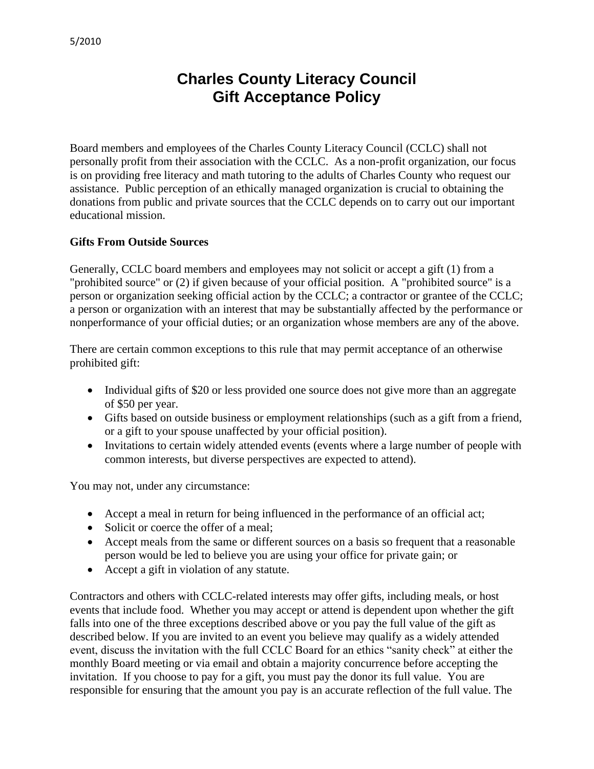5/2010

# Charles County Literacy Council
# Gift Acceptance Policy

Board members and employees of the Charles County Literacy Council (CCLC) shall not personally profit from their association with the CCLC. As a non-profit organization, our focus is on providing free literacy and math tutoring to the adults of Charles County who request our assistance. Public perception of an ethically managed organization is crucial to obtaining the donations from public and private sources that the CCLC depends on to carry out our important educational mission.

**Gifts From Outside Sources**

Generally, CCLC board members and employees may not solicit or accept a gift (1) from a "prohibited source" or (2) if given because of your official position. A "prohibited source" is a person or organization seeking official action by the CCLC; a contractor or grantee of the CCLC; a person or organization with an interest that may be substantially affected by the performance or nonperformance of your official duties; or an organization whose members are any of the above.

There are certain common exceptions to this rule that may permit acceptance of an otherwise prohibited gift:

- Individual gifts of $20 or less provided one source does not give more than an aggregate of $50 per year.
- Gifts based on outside business or employment relationships (such as a gift from a friend, or a gift to your spouse unaffected by your official position).
- Invitations to certain widely attended events (events where a large number of people with common interests, but diverse perspectives are expected to attend).

You may not, under any circumstance:

- Accept a meal in return for being influenced in the performance of an official act;
- Solicit or coerce the offer of a meal;
- Accept meals from the same or different sources on a basis so frequent that a reasonable person would be led to believe you are using your office for private gain; or
- Accept a gift in violation of any statute.

Contractors and others with CCLC-related interests may offer gifts, including meals, or host events that include food. Whether you may accept or attend is dependent upon whether the gift falls into one of the three exceptions described above or you pay the full value of the gift as described below. If you are invited to an event you believe may qualify as a widely attended event, discuss the invitation with the full CCLC Board for an ethics "sanity check" at either the monthly Board meeting or via email and obtain a majority concurrence before accepting the invitation. If you choose to pay for a gift, you must pay the donor its full value. You are responsible for ensuring that the amount you pay is an accurate reflection of the full value. The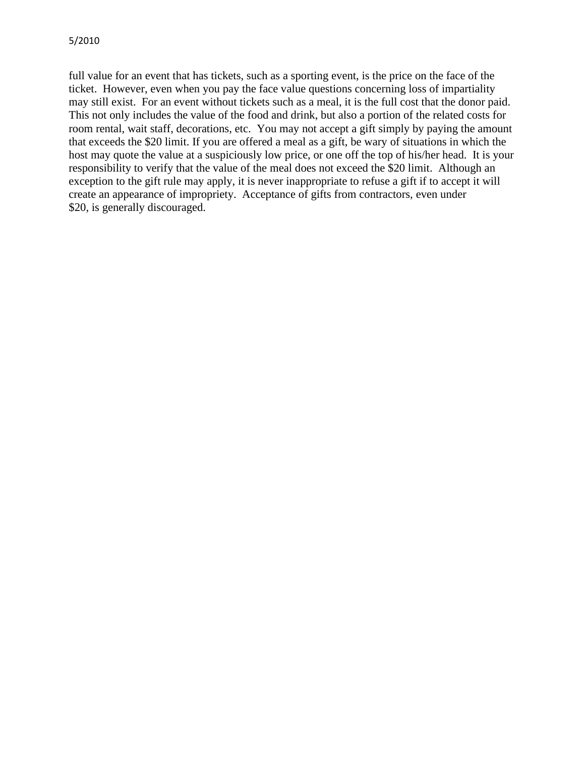full value for an event that has tickets, such as a sporting event, is the price on the face of the ticket. However, even when you pay the face value questions concerning loss of impartiality may still exist. For an event without tickets such as a meal, it is the full cost that the donor paid. This not only includes the value of the food and drink, but also a portion of the related costs for room rental, wait staff, decorations, etc. You may not accept a gift simply by paying the amount that exceeds the $20 limit. If you are offered a meal as a gift, be wary of situations in which the host may quote the value at a suspiciously low price, or one off the top of his/her head. It is your responsibility to verify that the value of the meal does not exceed the $20 limit. Although an exception to the gift rule may apply, it is never inappropriate to refuse a gift if to accept it will create an appearance of impropriety. Acceptance of gifts from contractors, even under $20, is generally discouraged.